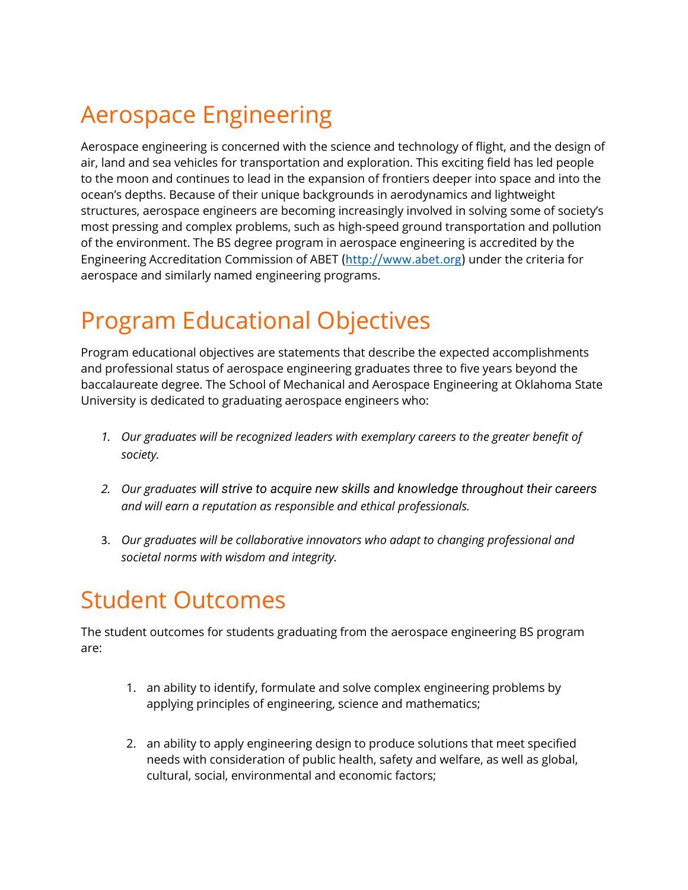# Aerospace Engineering

Aerospace engineering is concerned with the science and technology of flight, and the design of air, land and sea vehicles for transportation and exploration. This exciting field has led people to the moon and continues to lead in the expansion of frontiers deeper into space and into the ocean's depths. Because of their unique backgrounds in aerodynamics and lightweight structures, aerospace engineers are becoming increasingly involved in solving some of society's most pressing and complex problems, such as high-speed ground transportation and pollution of the environment. The BS degree program in aerospace engineering is accredited by the Engineering Accreditation Commission of ABET (http://www.abet.org) under the criteria for aerospace and similarly named engineering programs.

# Program Educational Objectives

Program educational objectives are statements that describe the expected accomplishments and professional status of aerospace engineering graduates three to five years beyond the baccalaureate degree. The School of Mechanical and Aerospace Engineering at Oklahoma State University is dedicated to graduating aerospace engineers who:

1. *Our graduates will be recognized leaders with exemplary careers to the greater benefit of society.*

2. *Our graduates will strive to acquire new skills and knowledge throughout their careers and will earn a reputation as responsible and ethical professionals.*

3. *Our graduates will be collaborative innovators who adapt to changing professional and societal norms with wisdom and integrity.*

# Student Outcomes

The student outcomes for students graduating from the aerospace engineering BS program are:

1. an ability to identify, formulate and solve complex engineering problems by applying principles of engineering, science and mathematics;

2. an ability to apply engineering design to produce solutions that meet specified needs with consideration of public health, safety and welfare, as well as global, cultural, social, environmental and economic factors;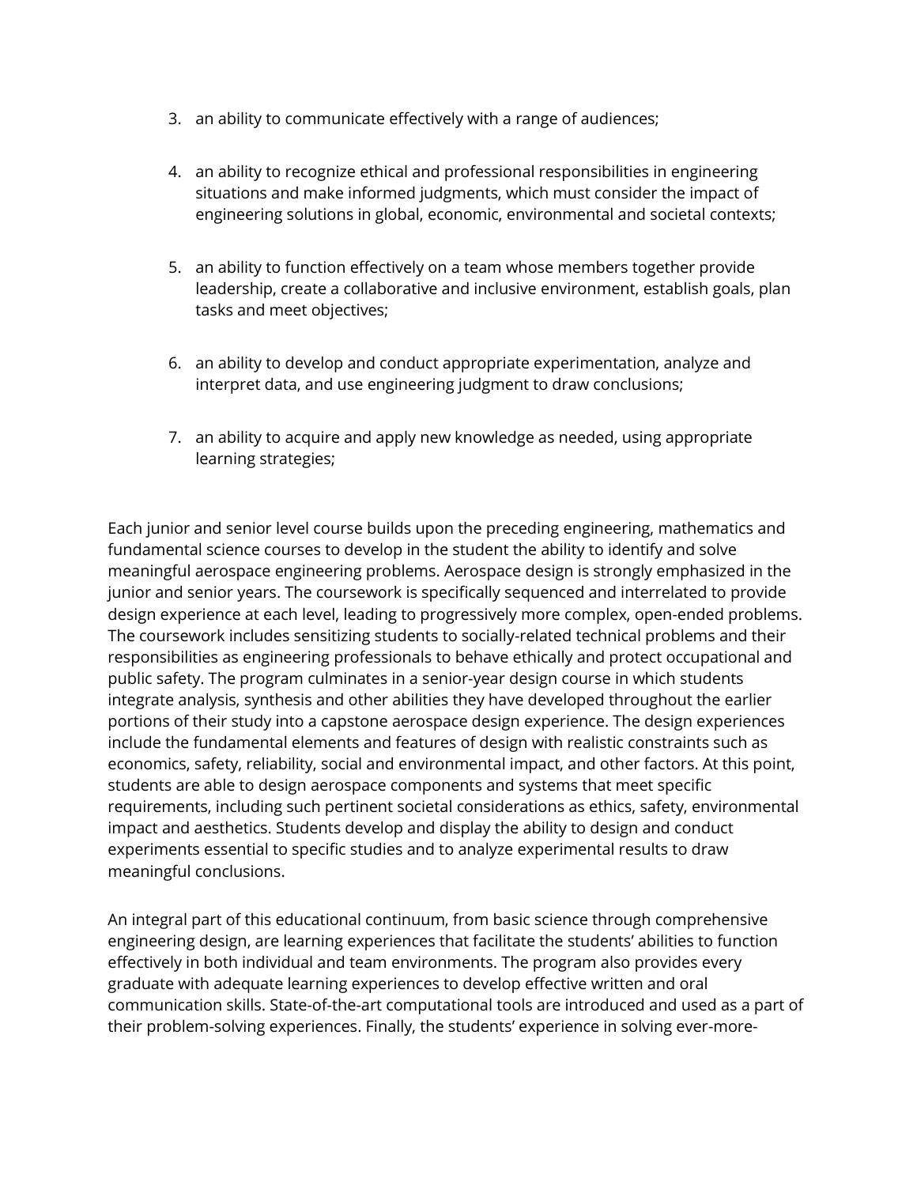3. an ability to communicate effectively with a range of audiences;

4. an ability to recognize ethical and professional responsibilities in engineering situations and make informed judgments, which must consider the impact of engineering solutions in global, economic, environmental and societal contexts;

5. an ability to function effectively on a team whose members together provide leadership, create a collaborative and inclusive environment, establish goals, plan tasks and meet objectives;

6. an ability to develop and conduct appropriate experimentation, analyze and interpret data, and use engineering judgment to draw conclusions;

7. an ability to acquire and apply new knowledge as needed, using appropriate learning strategies;

Each junior and senior level course builds upon the preceding engineering, mathematics and fundamental science courses to develop in the student the ability to identify and solve meaningful aerospace engineering problems. Aerospace design is strongly emphasized in the junior and senior years. The coursework is specifically sequenced and interrelated to provide design experience at each level, leading to progressively more complex, open-ended problems. The coursework includes sensitizing students to socially-related technical problems and their responsibilities as engineering professionals to behave ethically and protect occupational and public safety. The program culminates in a senior-year design course in which students integrate analysis, synthesis and other abilities they have developed throughout the earlier portions of their study into a capstone aerospace design experience. The design experiences include the fundamental elements and features of design with realistic constraints such as economics, safety, reliability, social and environmental impact, and other factors. At this point, students are able to design aerospace components and systems that meet specific requirements, including such pertinent societal considerations as ethics, safety, environmental impact and aesthetics. Students develop and display the ability to design and conduct experiments essential to specific studies and to analyze experimental results to draw meaningful conclusions.

An integral part of this educational continuum, from basic science through comprehensive engineering design, are learning experiences that facilitate the students' abilities to function effectively in both individual and team environments. The program also provides every graduate with adequate learning experiences to develop effective written and oral communication skills. State-of-the-art computational tools are introduced and used as a part of their problem-solving experiences. Finally, the students' experience in solving ever-more-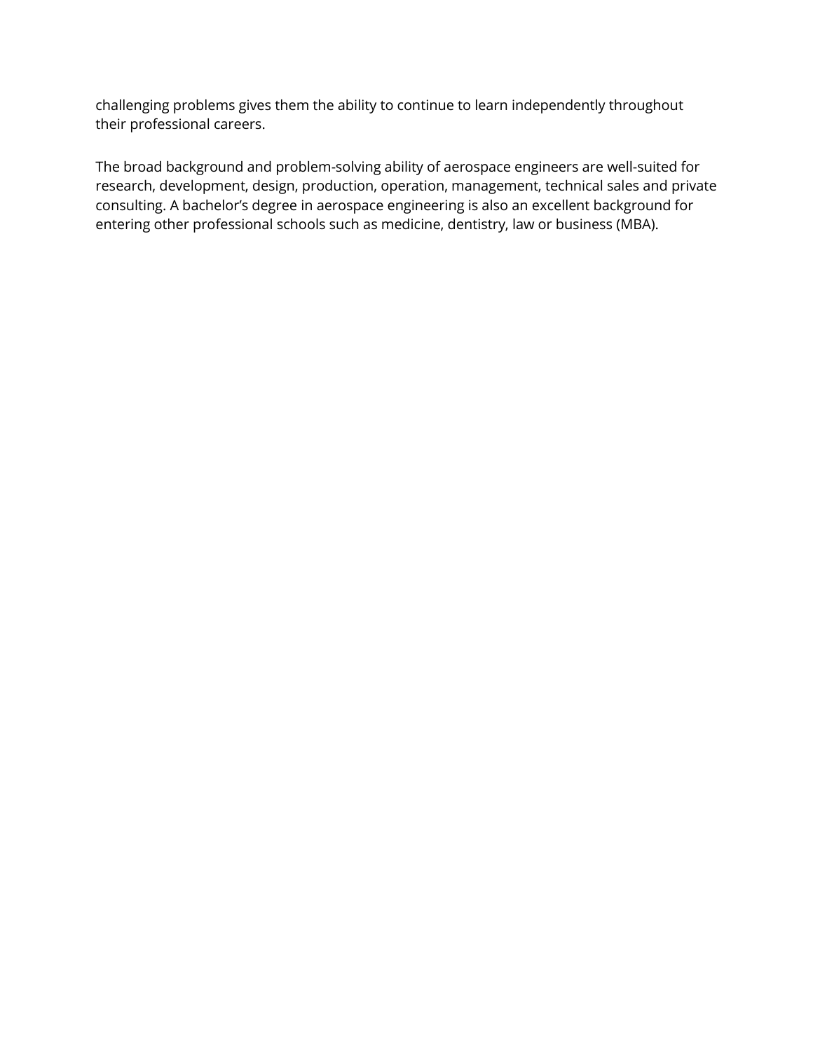challenging problems gives them the ability to continue to learn independently throughout their professional careers.

The broad background and problem-solving ability of aerospace engineers are well-suited for research, development, design, production, operation, management, technical sales and private consulting. A bachelor's degree in aerospace engineering is also an excellent background for entering other professional schools such as medicine, dentistry, law or business (MBA).